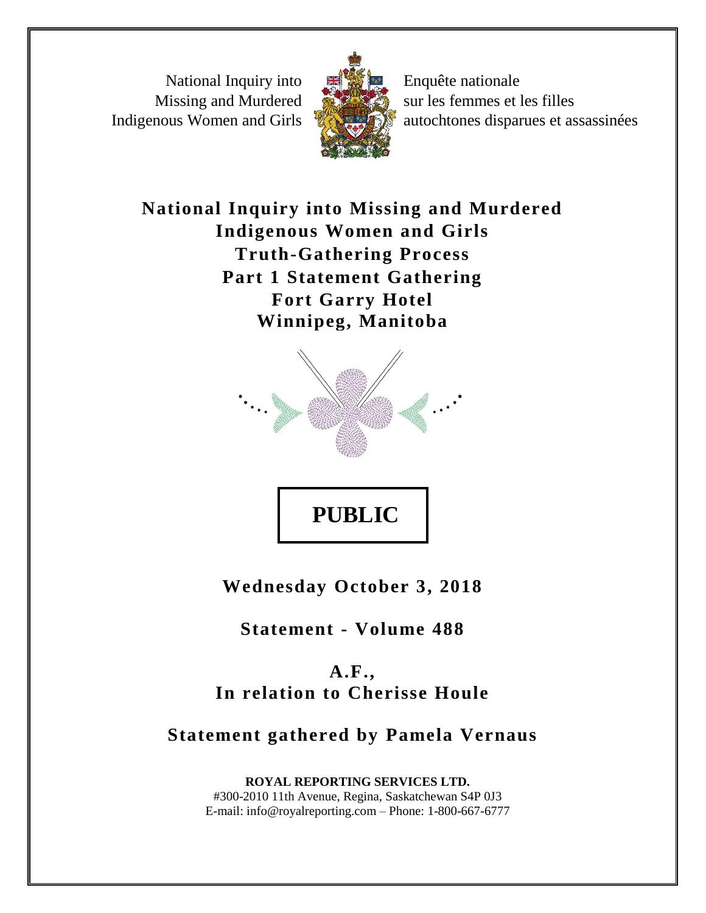National Inquiry into Missing and Murdered Indigenous Women and Girls

Enquête nationale sur les femmes et les filles autochtones disparues et assassinées

# National Inquiry into Missing and Murdered Indigenous Women and Girls
# Truth-Gathering Process
# Part 1 Statement Gathering
# Fort Garry Hotel
# Winnipeg, Manitoba

**PUBLIC**

**Wednesday October 3, 2018**

**Statement - Volume 488**

**A.F.,**
**In relation to Cherisse Houle**

**Statement gathered by Pamela Vernaus**

**ROYAL REPORTING SERVICES LTD.**
#300-2010 11th Avenue, Regina, Saskatchewan S4P 0J3
E-mail: info@royalreporting.com – Phone: 1-800-667-6777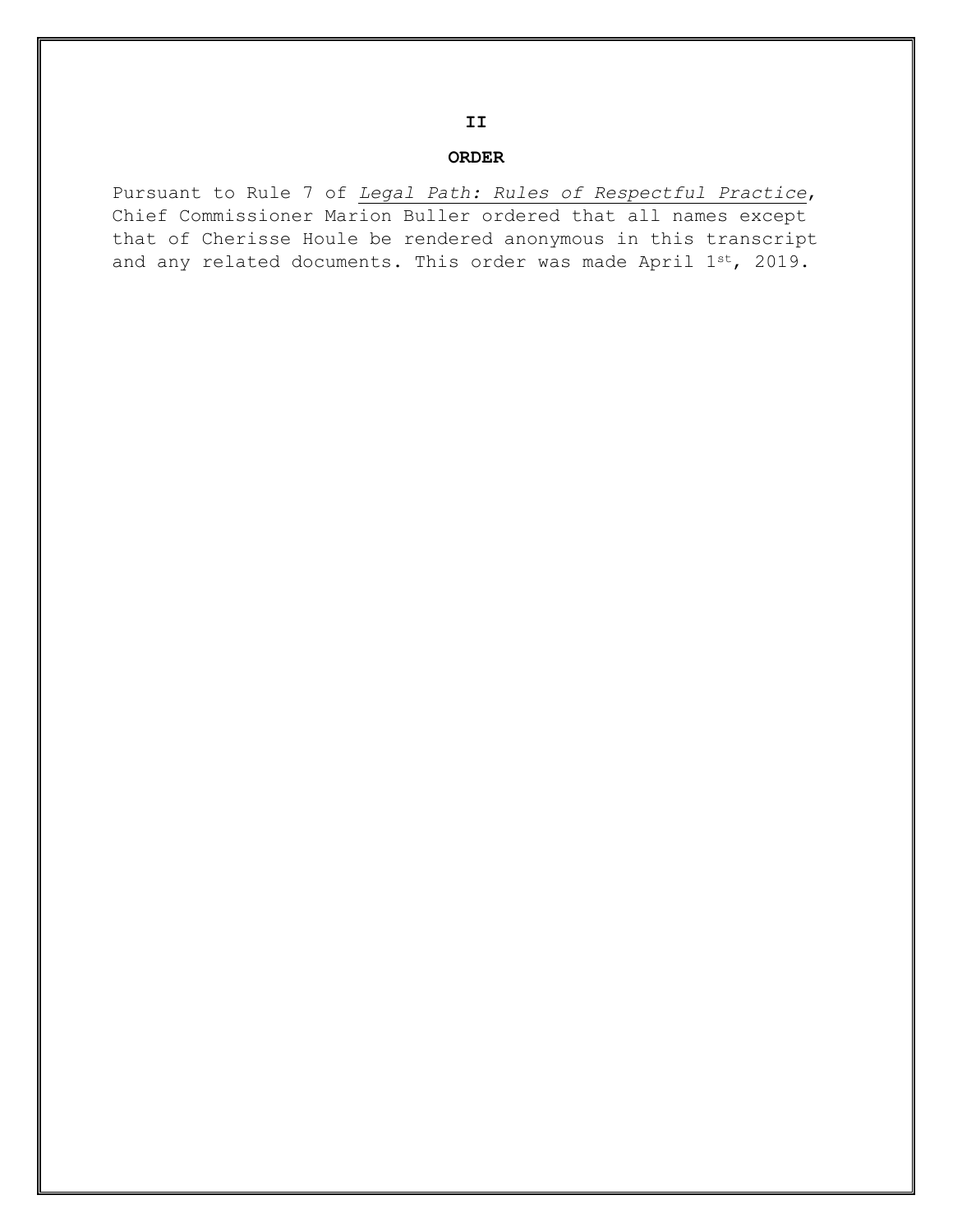**II**

## ORDER

Pursuant to Rule 7 of *Legal Path: Rules of Respectful Practice*, Chief Commissioner Marion Buller ordered that all names except that of Cherisse Houle be rendered anonymous in this transcript and any related documents. This order was made April 1st, 2019.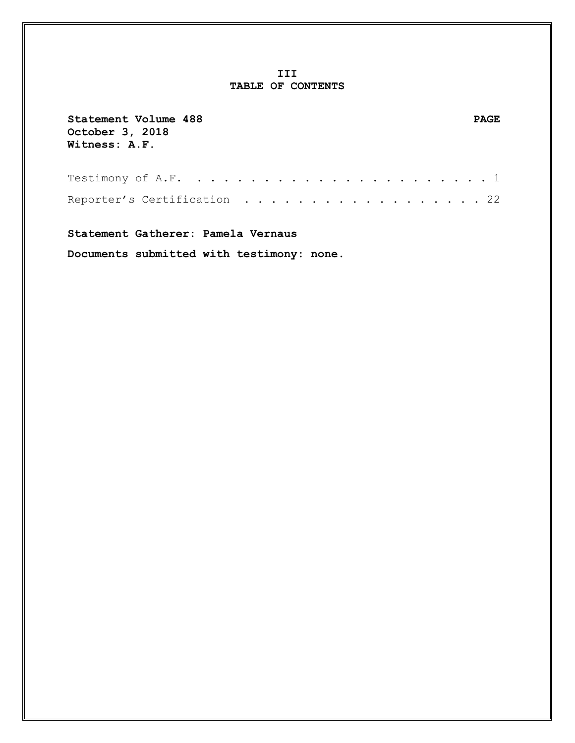# III
# TABLE OF CONTENTS

**Statement Volume 488** **PAGE**
**October 3, 2018**
**Witness: A.F.**

Testimony of A.F. . . . . . . . . . . . . . . . . . . . . . . . 1

Reporter's Certification . . . . . . . . . . . . . . . . . . . 22

**Statement Gatherer: Pamela Vernaus**

**Documents submitted with testimony: none.**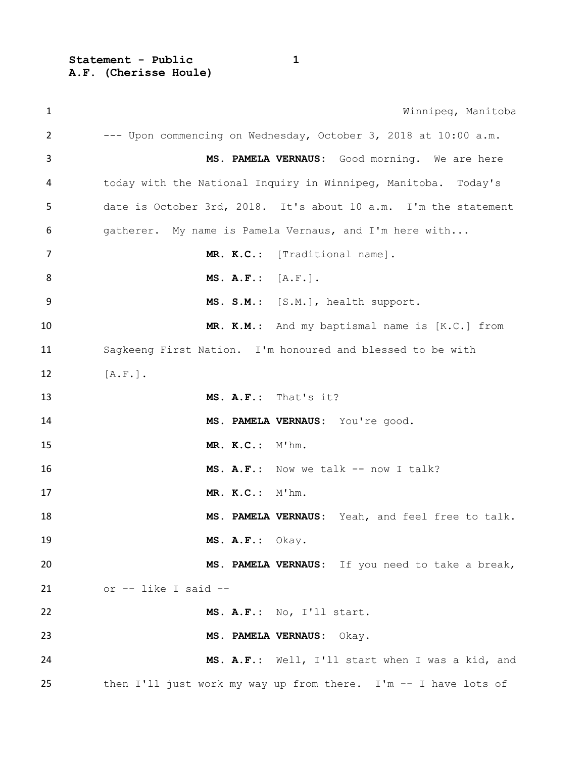Winnipeg, Manitoba

--- Upon commencing on Wednesday, October 3, 2018 at 10:00 a.m.

**MS. PAMELA VERNAUS:** Good morning. We are here today with the National Inquiry in Winnipeg, Manitoba. Today's date is October 3rd, 2018. It's about 10 a.m. I'm the statement gatherer. My name is Pamela Vernaus, and I'm here with...

**MR. K.C.:** [Traditional name].

**MS. A.F.:** [A.F.].

**MS. S.M.:** [S.M.], health support.

**MR. K.M.:** And my baptismal name is [K.C.] from Sagkeeng First Nation. I'm honoured and blessed to be with [A.F.].

**MS. A.F.:** That's it?

**MS. PAMELA VERNAUS:** You're good.

**MR. K.C.:** M'hm.

**MS. A.F.:** Now we talk -- now I talk?

**MR. K.C.:** M'hm.

**MS. PAMELA VERNAUS:** Yeah, and feel free to talk.

**MS. A.F.:** Okay.

**MS. PAMELA VERNAUS:** If you need to take a break, or -- like I said --

**MS. A.F.:** No, I'll start.

**MS. PAMELA VERNAUS:** Okay.

**MS. A.F.:** Well, I'll start when I was a kid, and then I'll just work my way up from there. I'm -- I have lots of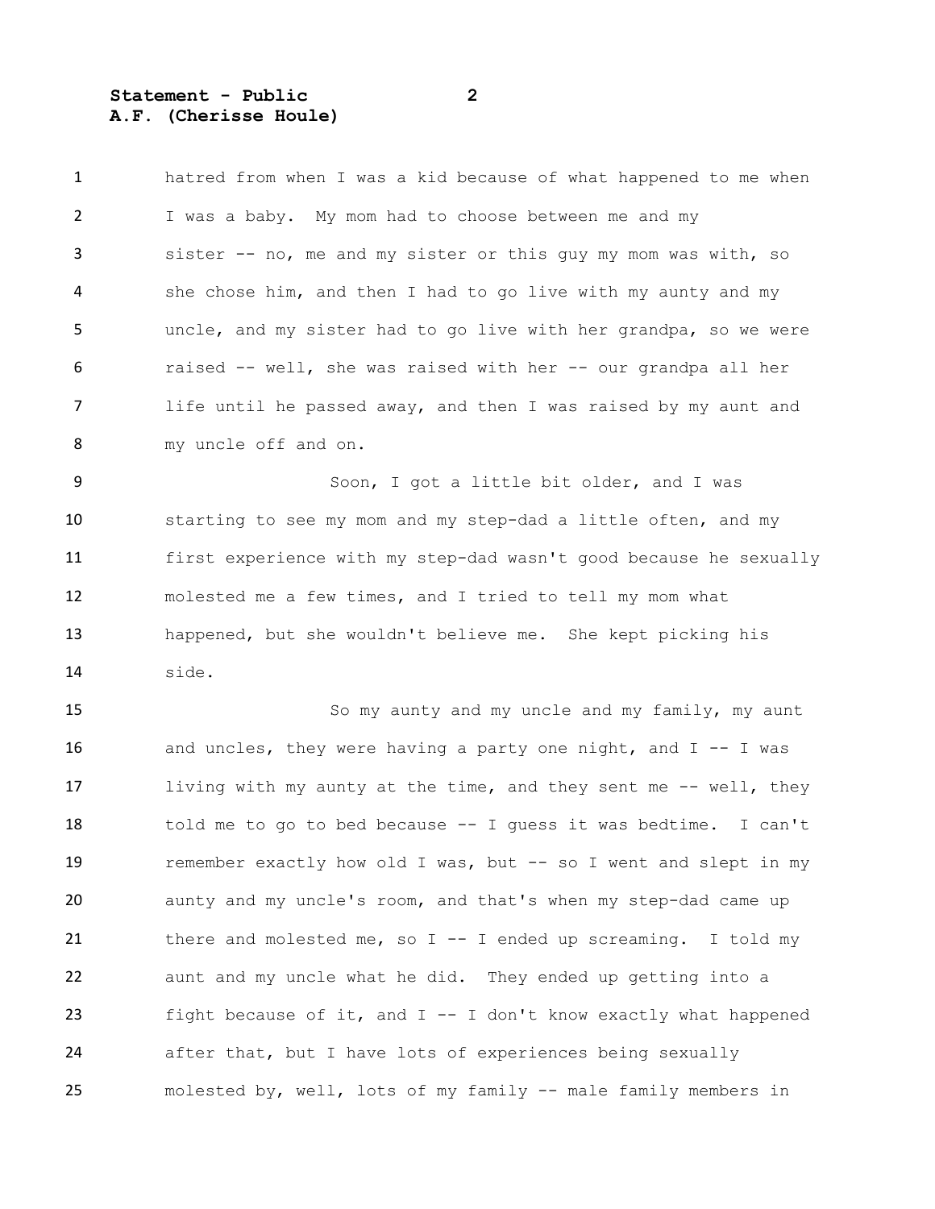hatred from when I was a kid because of what happened to me when I was a baby. My mom had to choose between me and my sister -- no, me and my sister or this guy my mom was with, so she chose him, and then I had to go live with my aunty and my uncle, and my sister had to go live with her grandpa, so we were raised -- well, she was raised with her -- our grandpa all her life until he passed away, and then I was raised by my aunt and my uncle off and on.

Soon, I got a little bit older, and I was starting to see my mom and my step-dad a little often, and my first experience with my step-dad wasn't good because he sexually molested me a few times, and I tried to tell my mom what happened, but she wouldn't believe me. She kept picking his side.

So my aunty and my uncle and my family, my aunt and uncles, they were having a party one night, and I -- I was living with my aunty at the time, and they sent me -- well, they told me to go to bed because -- I guess it was bedtime. I can't remember exactly how old I was, but -- so I went and slept in my aunty and my uncle's room, and that's when my step-dad came up there and molested me, so I -- I ended up screaming. I told my aunt and my uncle what he did. They ended up getting into a fight because of it, and I -- I don't know exactly what happened after that, but I have lots of experiences being sexually molested by, well, lots of my family -- male family members in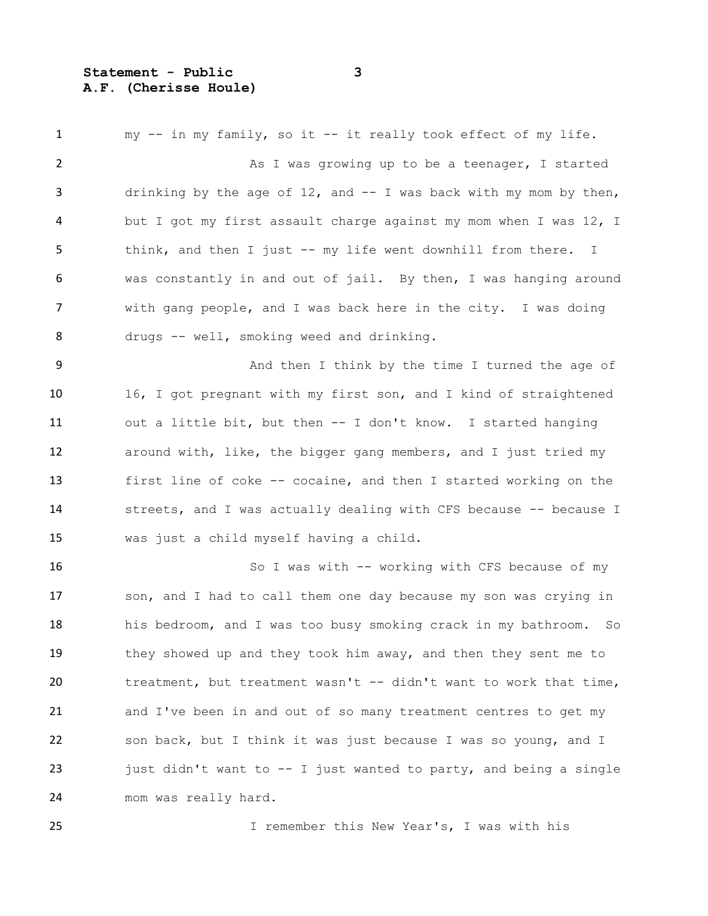my -- in my family, so it -- it really took effect of my life.

As I was growing up to be a teenager, I started drinking by the age of 12, and -- I was back with my mom by then, but I got my first assault charge against my mom when I was 12, I think, and then I just -- my life went downhill from there. I was constantly in and out of jail. By then, I was hanging around with gang people, and I was back here in the city. I was doing drugs -- well, smoking weed and drinking.

And then I think by the time I turned the age of 16, I got pregnant with my first son, and I kind of straightened out a little bit, but then -- I don't know. I started hanging around with, like, the bigger gang members, and I just tried my first line of coke -- cocaine, and then I started working on the streets, and I was actually dealing with CFS because -- because I was just a child myself having a child.

So I was with -- working with CFS because of my son, and I had to call them one day because my son was crying in his bedroom, and I was too busy smoking crack in my bathroom. So they showed up and they took him away, and then they sent me to treatment, but treatment wasn't -- didn't want to work that time, and I've been in and out of so many treatment centres to get my son back, but I think it was just because I was so young, and I just didn't want to -- I just wanted to party, and being a single mom was really hard.

I remember this New Year's, I was with his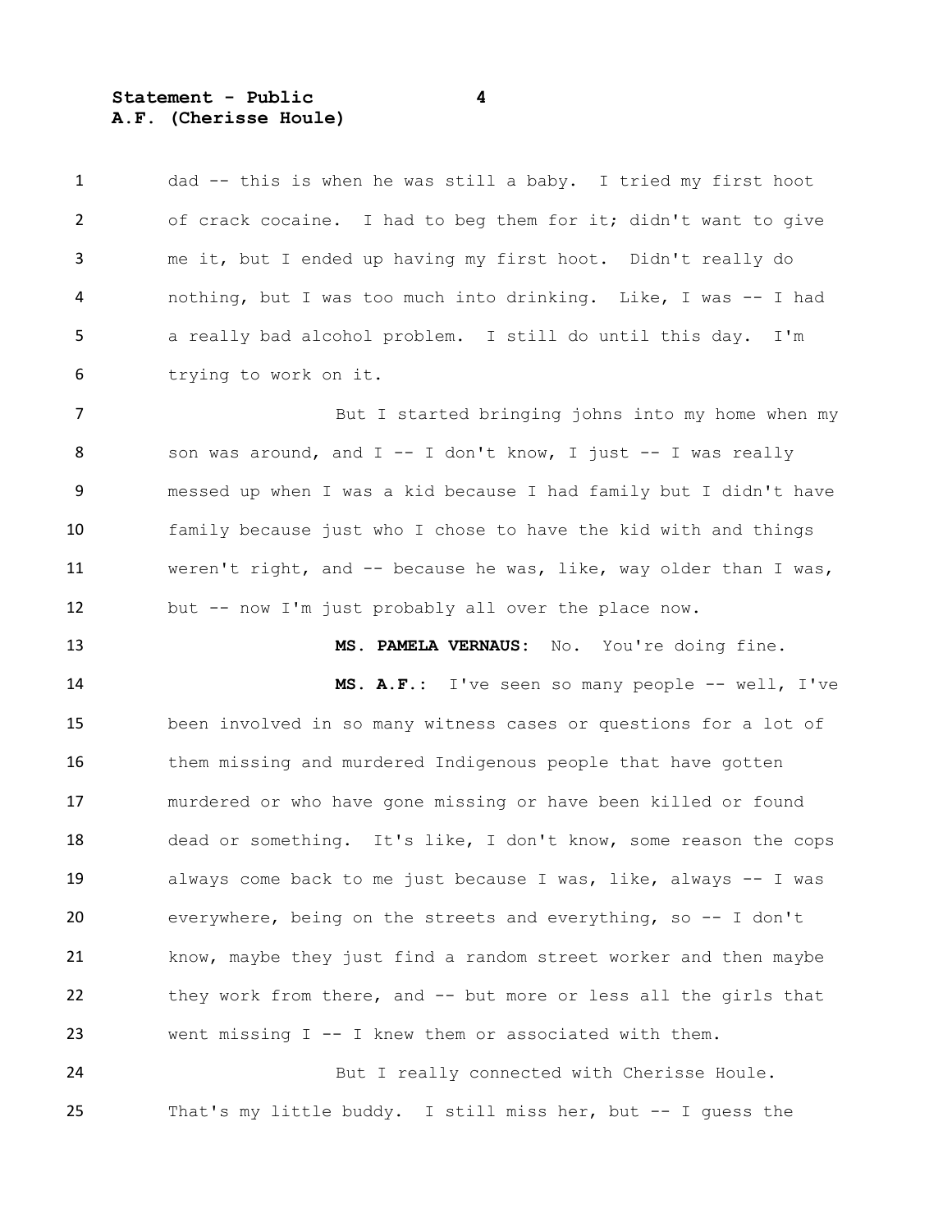dad -- this is when he was still a baby. I tried my first hoot of crack cocaine. I had to beg them for it; didn't want to give me it, but I ended up having my first hoot. Didn't really do nothing, but I was too much into drinking. Like, I was -- I had a really bad alcohol problem. I still do until this day. I'm trying to work on it.

But I started bringing johns into my home when my son was around, and I -- I don't know, I just -- I was really messed up when I was a kid because I had family but I didn't have family because just who I chose to have the kid with and things weren't right, and -- because he was, like, way older than I was, but -- now I'm just probably all over the place now.

**MS. PAMELA VERNAUS:** No. You're doing fine.

**MS. A.F.:** I've seen so many people -- well, I've been involved in so many witness cases or questions for a lot of them missing and murdered Indigenous people that have gotten murdered or who have gone missing or have been killed or found dead or something. It's like, I don't know, some reason the cops always come back to me just because I was, like, always -- I was everywhere, being on the streets and everything, so -- I don't know, maybe they just find a random street worker and then maybe they work from there, and -- but more or less all the girls that went missing I -- I knew them or associated with them.

But I really connected with Cherisse Houle. That's my little buddy. I still miss her, but -- I guess the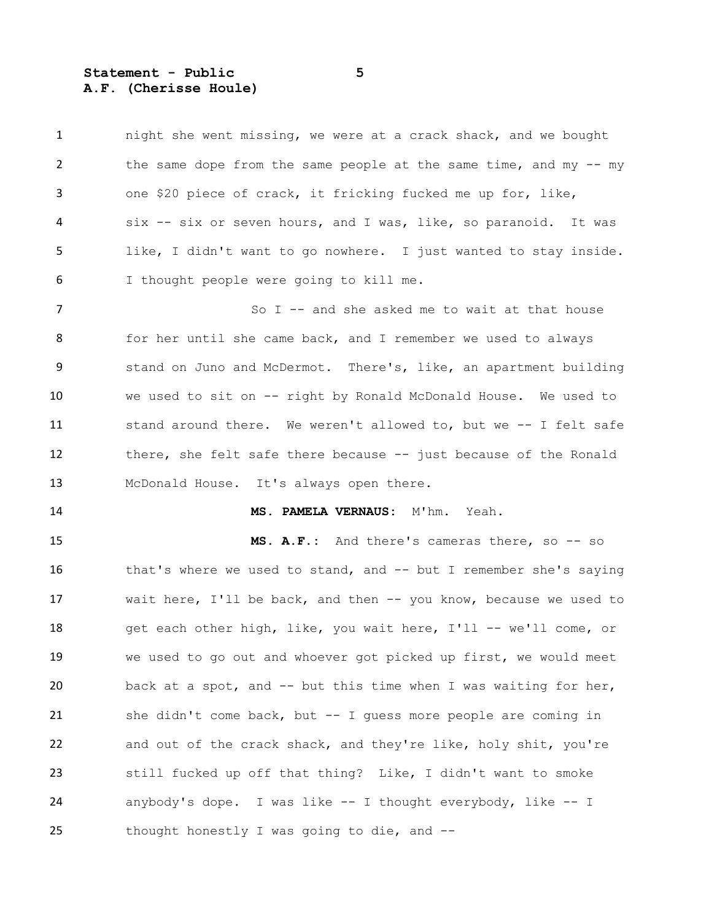night she went missing, we were at a crack shack, and we bought the same dope from the same people at the same time, and my -- my one $20 piece of crack, it fricking fucked me up for, like, six -- six or seven hours, and I was, like, so paranoid. It was like, I didn't want to go nowhere. I just wanted to stay inside. I thought people were going to kill me.

So I -- and she asked me to wait at that house for her until she came back, and I remember we used to always stand on Juno and McDermot. There's, like, an apartment building we used to sit on -- right by Ronald McDonald House. We used to stand around there. We weren't allowed to, but we -- I felt safe there, she felt safe there because -- just because of the Ronald McDonald House. It's always open there.

**MS. PAMELA VERNAUS:** M'hm. Yeah.

**MS. A.F.:** And there's cameras there, so -- so that's where we used to stand, and -- but I remember she's saying wait here, I'll be back, and then -- you know, because we used to get each other high, like, you wait here, I'll -- we'll come, or we used to go out and whoever got picked up first, we would meet back at a spot, and -- but this time when I was waiting for her, she didn't come back, but -- I guess more people are coming in and out of the crack shack, and they're like, holy shit, you're still fucked up off that thing? Like, I didn't want to smoke anybody's dope. I was like -- I thought everybody, like -- I thought honestly I was going to die, and --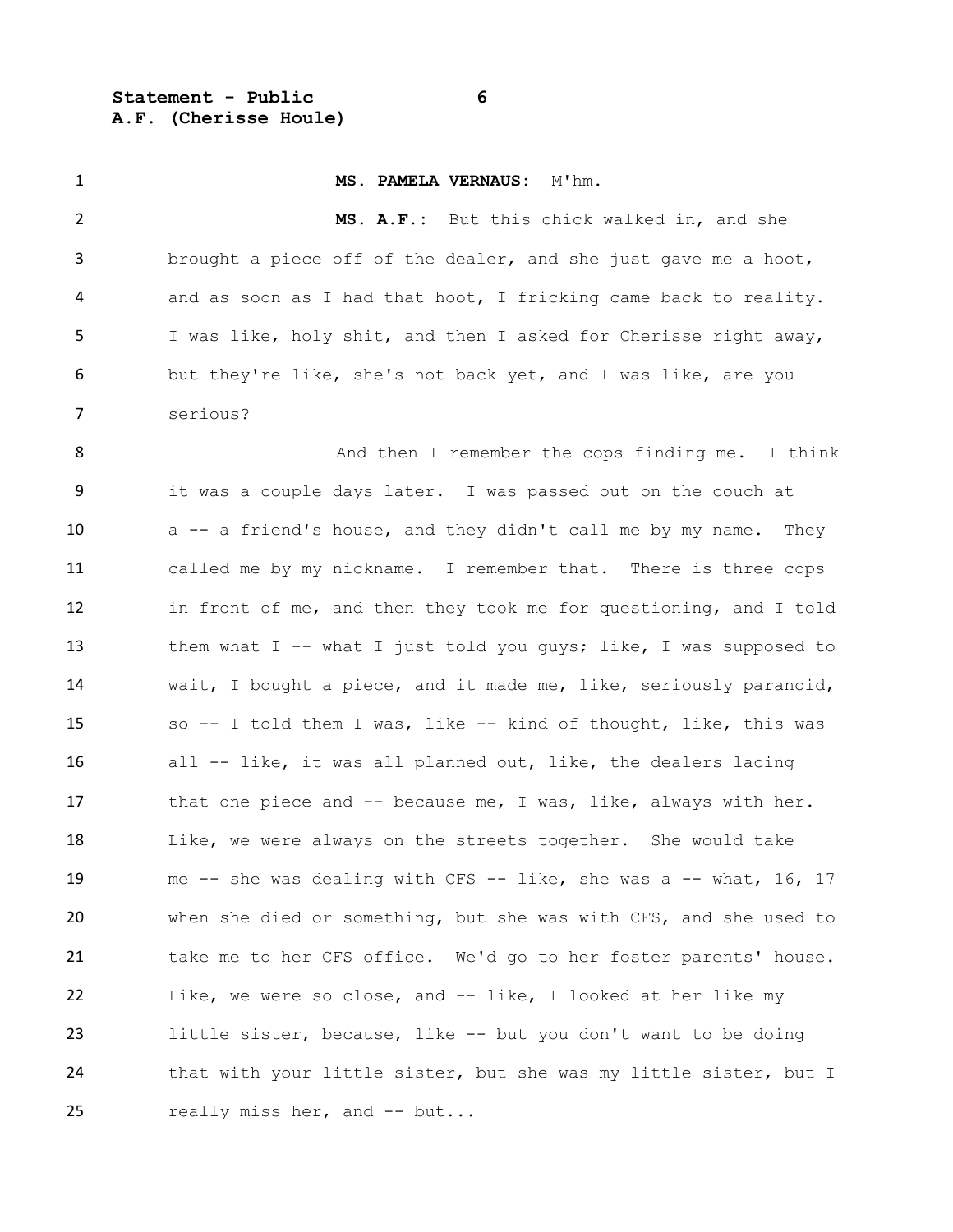**MS. PAMELA VERNAUS:** M'hm.

**MS. A.F.:** But this chick walked in, and she brought a piece off of the dealer, and she just gave me a hoot, and as soon as I had that hoot, I fricking came back to reality. I was like, holy shit, and then I asked for Cherisse right away, but they're like, she's not back yet, and I was like, are you serious?

And then I remember the cops finding me. I think it was a couple days later. I was passed out on the couch at a -- a friend's house, and they didn't call me by my name. They called me by my nickname. I remember that. There is three cops in front of me, and then they took me for questioning, and I told them what I -- what I just told you guys; like, I was supposed to wait, I bought a piece, and it made me, like, seriously paranoid, so -- I told them I was, like -- kind of thought, like, this was all -- like, it was all planned out, like, the dealers lacing that one piece and -- because me, I was, like, always with her. Like, we were always on the streets together. She would take me -- she was dealing with CFS -- like, she was a -- what, 16, 17 when she died or something, but she was with CFS, and she used to take me to her CFS office. We'd go to her foster parents' house. Like, we were so close, and -- like, I looked at her like my little sister, because, like -- but you don't want to be doing that with your little sister, but she was my little sister, but I really miss her, and -- but...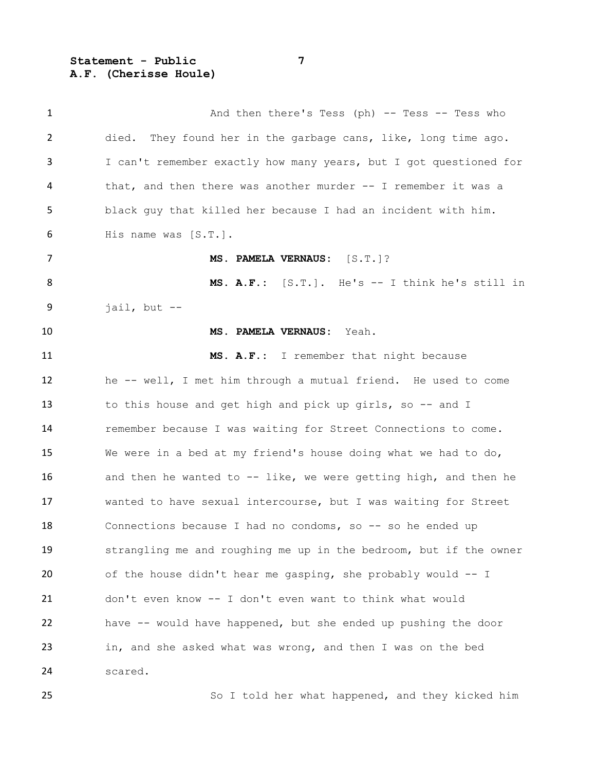And then there's Tess (ph) -- Tess -- Tess who died. They found her in the garbage cans, like, long time ago. I can't remember exactly how many years, but I got questioned for that, and then there was another murder -- I remember it was a black guy that killed her because I had an incident with him. His name was [S.T.].

**MS. PAMELA VERNAUS:** [S.T.]?

**MS. A.F.:** [S.T.]. He's -- I think he's still in jail, but --

**MS. PAMELA VERNAUS:** Yeah.

**MS. A.F.:** I remember that night because he -- well, I met him through a mutual friend. He used to come to this house and get high and pick up girls, so -- and I remember because I was waiting for Street Connections to come. We were in a bed at my friend's house doing what we had to do, and then he wanted to -- like, we were getting high, and then he wanted to have sexual intercourse, but I was waiting for Street Connections because I had no condoms, so -- so he ended up strangling me and roughing me up in the bedroom, but if the owner of the house didn't hear me gasping, she probably would -- I don't even know -- I don't even want to think what would have -- would have happened, but she ended up pushing the door in, and she asked what was wrong, and then I was on the bed scared.

So I told her what happened, and they kicked him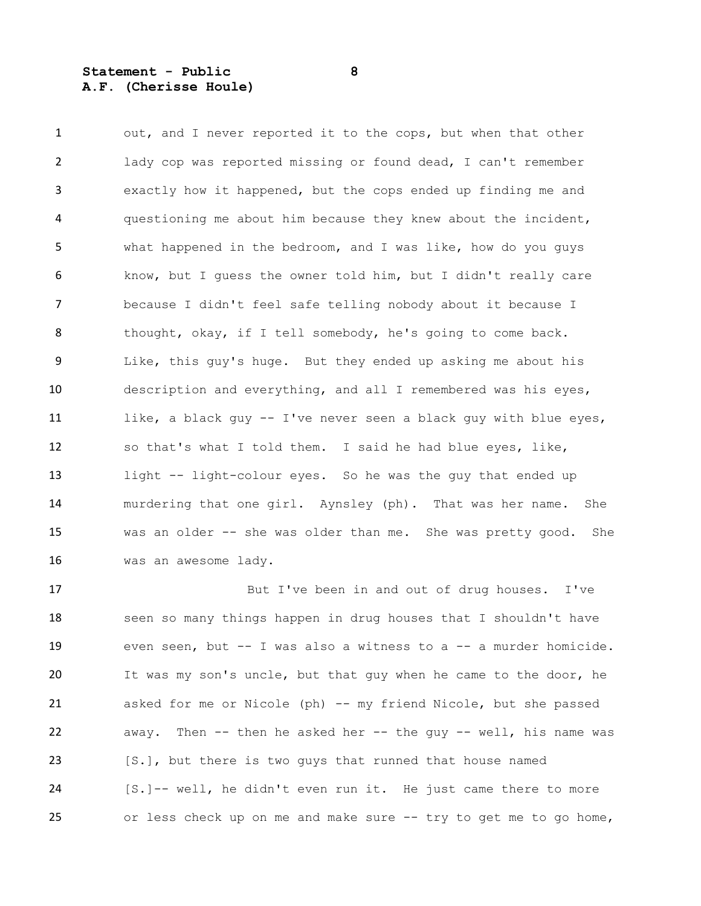out, and I never reported it to the cops, but when that other lady cop was reported missing or found dead, I can't remember exactly how it happened, but the cops ended up finding me and questioning me about him because they knew about the incident, what happened in the bedroom, and I was like, how do you guys know, but I guess the owner told him, but I didn't really care because I didn't feel safe telling nobody about it because I thought, okay, if I tell somebody, he's going to come back. Like, this guy's huge. But they ended up asking me about his description and everything, and all I remembered was his eyes, like, a black guy -- I've never seen a black guy with blue eyes, so that's what I told them. I said he had blue eyes, like, light -- light-colour eyes. So he was the guy that ended up murdering that one girl. Aynsley (ph). That was her name. She was an older -- she was older than me. She was pretty good. She was an awesome lady.

But I've been in and out of drug houses. I've seen so many things happen in drug houses that I shouldn't have even seen, but -- I was also a witness to a -- a murder homicide. It was my son's uncle, but that guy when he came to the door, he asked for me or Nicole (ph) -- my friend Nicole, but she passed away. Then -- then he asked her -- the guy -- well, his name was [S.], but there is two guys that runned that house named [S.]-- well, he didn't even run it. He just came there to more or less check up on me and make sure -- try to get me to go home,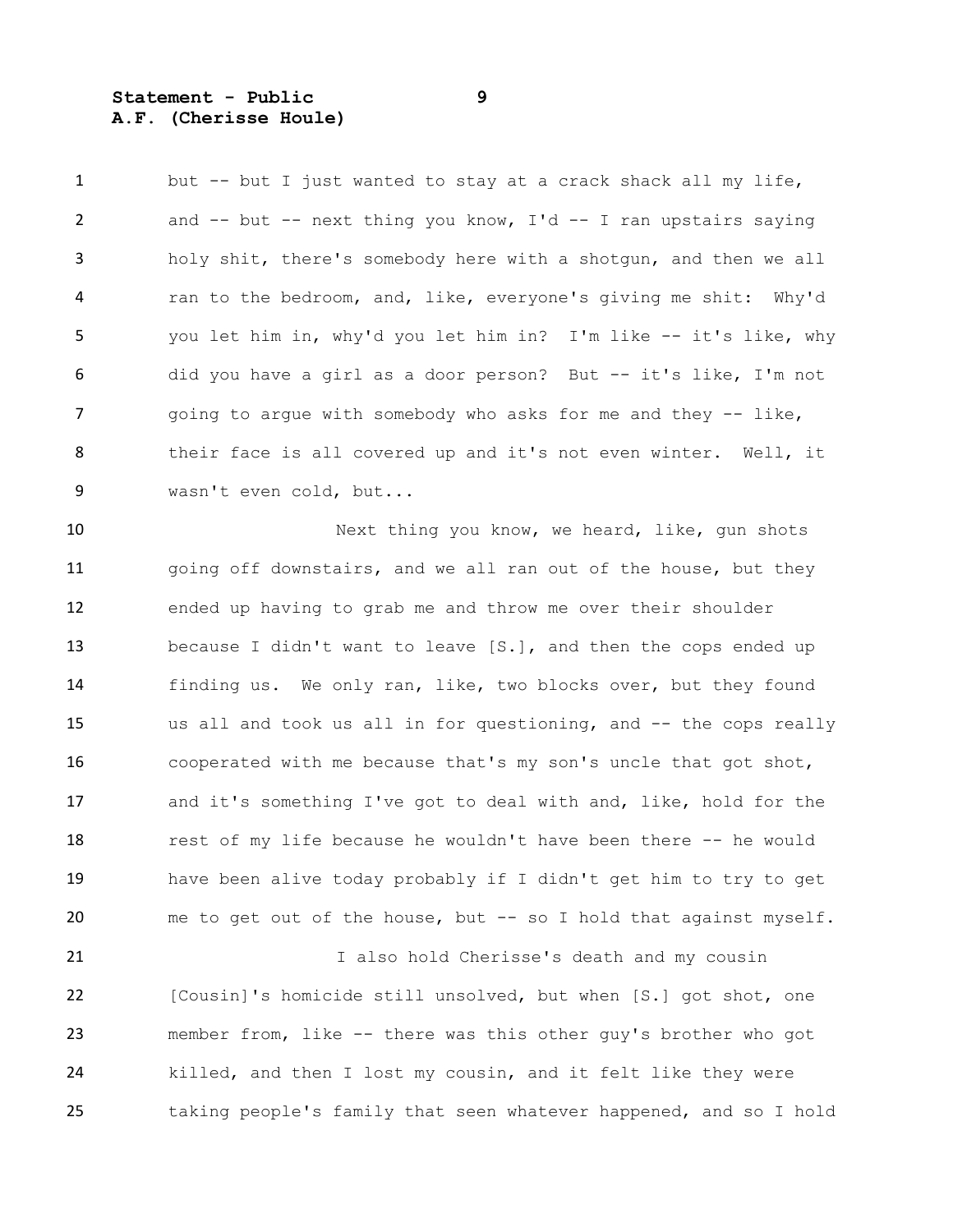but -- but I just wanted to stay at a crack shack all my life, and -- but -- next thing you know, I'd -- I ran upstairs saying holy shit, there's somebody here with a shotgun, and then we all ran to the bedroom, and, like, everyone's giving me shit: Why'd you let him in, why'd you let him in? I'm like -- it's like, why did you have a girl as a door person? But -- it's like, I'm not going to argue with somebody who asks for me and they -- like, their face is all covered up and it's not even winter. Well, it wasn't even cold, but...

Next thing you know, we heard, like, gun shots going off downstairs, and we all ran out of the house, but they ended up having to grab me and throw me over their shoulder because I didn't want to leave [S.], and then the cops ended up finding us. We only ran, like, two blocks over, but they found us all and took us all in for questioning, and -- the cops really cooperated with me because that's my son's uncle that got shot, and it's something I've got to deal with and, like, hold for the rest of my life because he wouldn't have been there -- he would have been alive today probably if I didn't get him to try to get me to get out of the house, but -- so I hold that against myself.

I also hold Cherisse's death and my cousin [Cousin]'s homicide still unsolved, but when [S.] got shot, one member from, like -- there was this other guy's brother who got killed, and then I lost my cousin, and it felt like they were taking people's family that seen whatever happened, and so I hold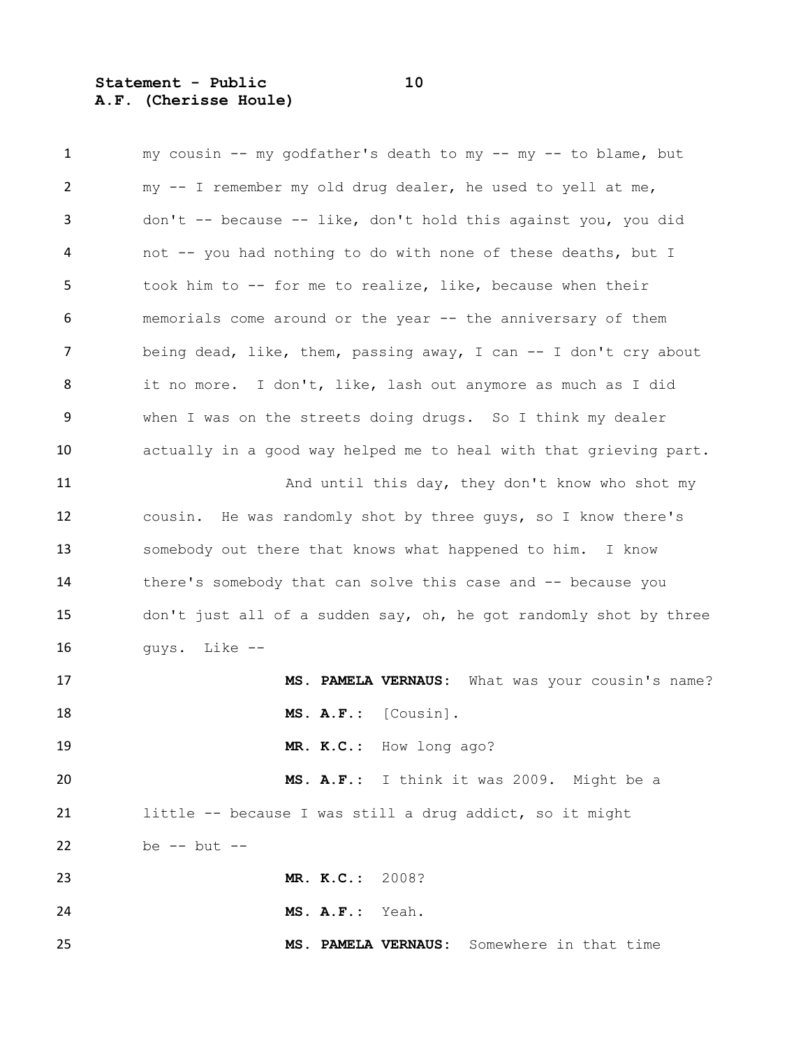my cousin -- my godfather's death to my -- my -- to blame, but my -- I remember my old drug dealer, he used to yell at me, don't -- because -- like, don't hold this against you, you did not -- you had nothing to do with none of these deaths, but I took him to -- for me to realize, like, because when their memorials come around or the year -- the anniversary of them being dead, like, them, passing away, I can -- I don't cry about it no more. I don't, like, lash out anymore as much as I did when I was on the streets doing drugs. So I think my dealer actually in a good way helped me to heal with that grieving part.

And until this day, they don't know who shot my cousin. He was randomly shot by three guys, so I know there's somebody out there that knows what happened to him. I know there's somebody that can solve this case and -- because you don't just all of a sudden say, oh, he got randomly shot by three guys. Like --

**MS. PAMELA VERNAUS:** What was your cousin's name?

**MS. A.F.:** [Cousin].

**MR. K.C.:** How long ago?

**MS. A.F.:** I think it was 2009. Might be a little -- because I was still a drug addict, so it might be -- but --

**MR. K.C.:** 2008?

**MS. A.F.:** Yeah.

**MS. PAMELA VERNAUS:** Somewhere in that time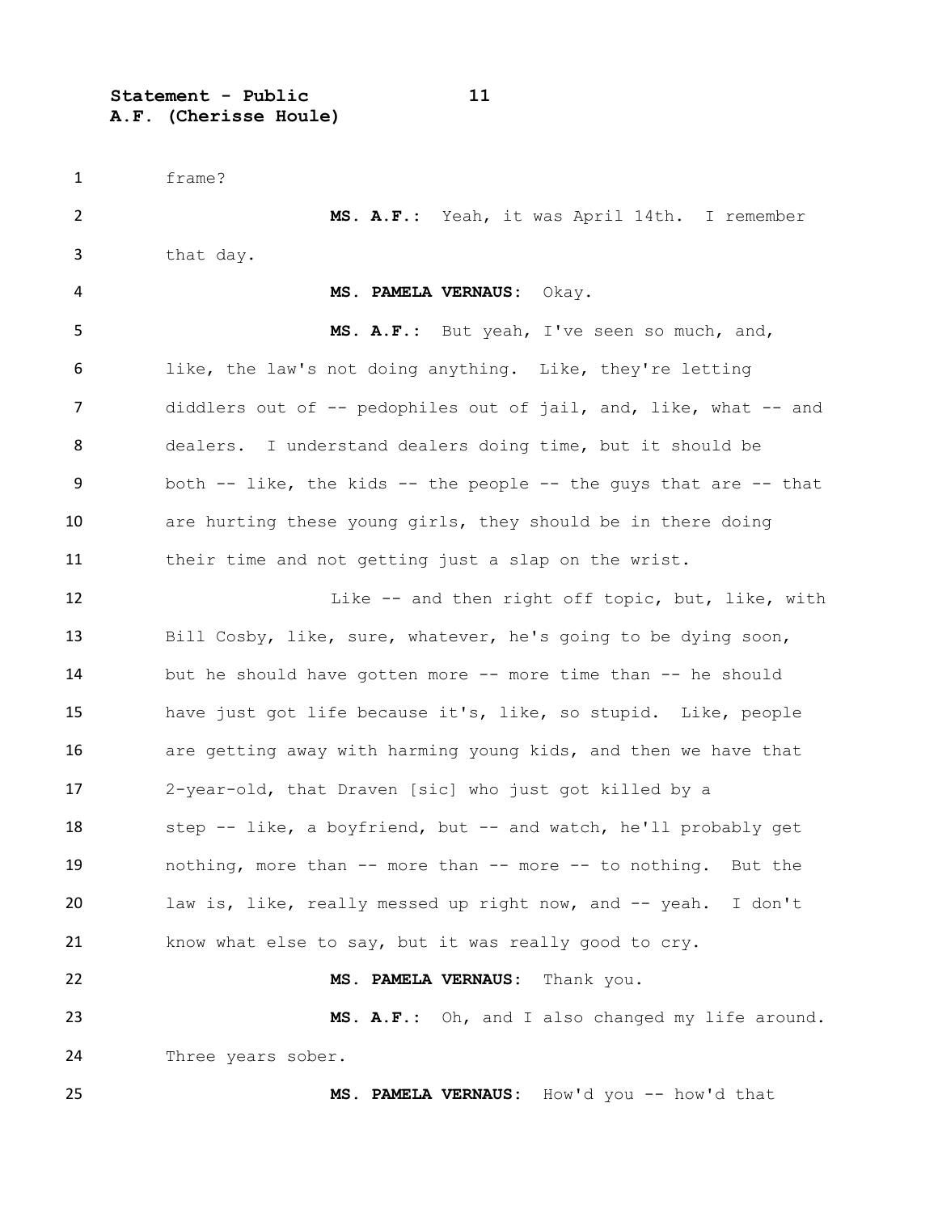frame?

**MS. A.F.:** Yeah, it was April 14th. I remember that day.

**MS. PAMELA VERNAUS:** Okay.

**MS. A.F.:** But yeah, I've seen so much, and, like, the law's not doing anything. Like, they're letting diddlers out of -- pedophiles out of jail, and, like, what -- and dealers. I understand dealers doing time, but it should be both -- like, the kids -- the people -- the guys that are -- that are hurting these young girls, they should be in there doing their time and not getting just a slap on the wrist.

Like -- and then right off topic, but, like, with Bill Cosby, like, sure, whatever, he's going to be dying soon, but he should have gotten more -- more time than -- he should have just got life because it's, like, so stupid. Like, people are getting away with harming young kids, and then we have that 2-year-old, that Draven [sic] who just got killed by a step -- like, a boyfriend, but -- and watch, he'll probably get nothing, more than -- more than -- more -- to nothing. But the law is, like, really messed up right now, and -- yeah. I don't know what else to say, but it was really good to cry.

**MS. PAMELA VERNAUS:** Thank you.

**MS. A.F.:** Oh, and I also changed my life around. Three years sober.

**MS. PAMELA VERNAUS:** How'd you -- how'd that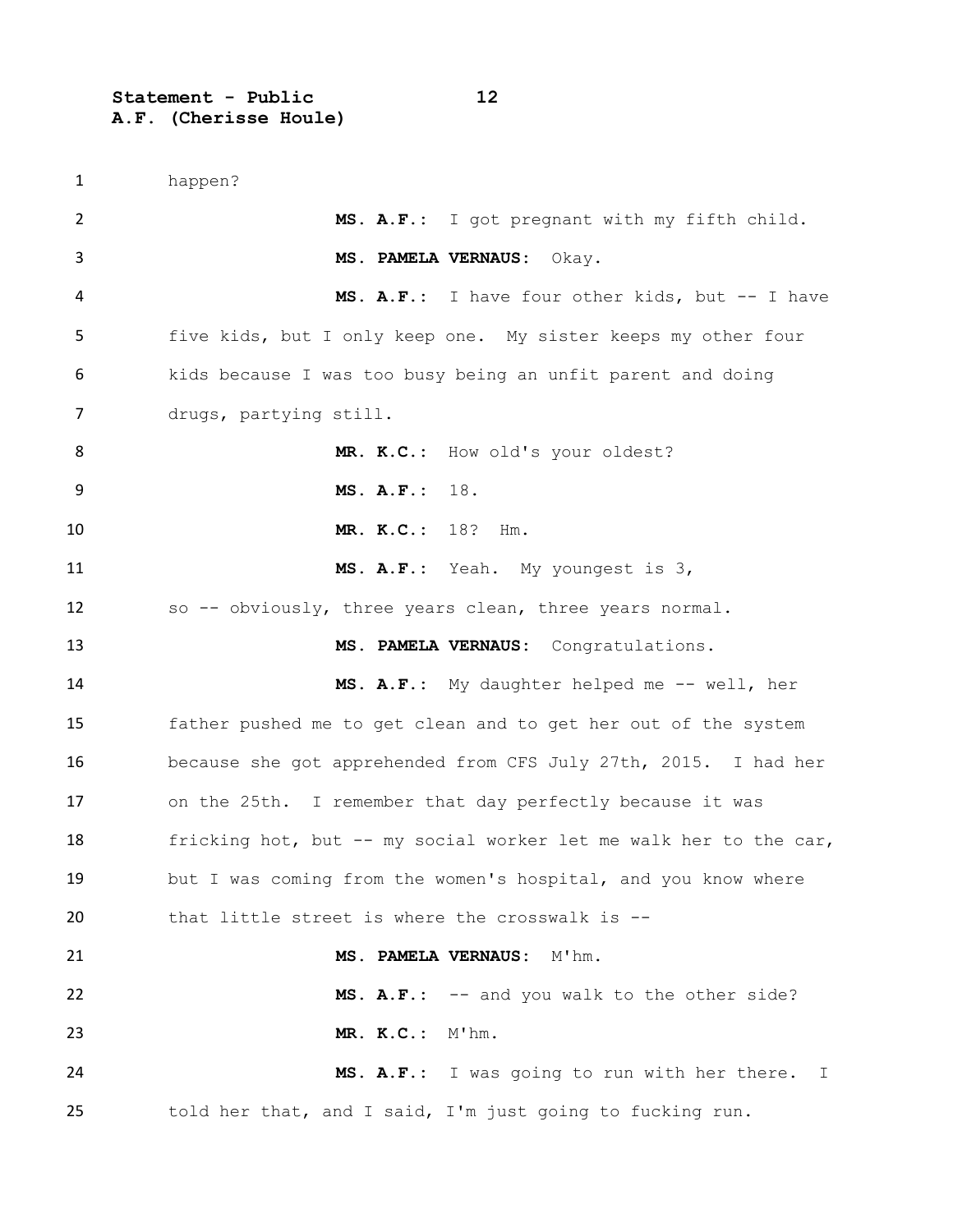happen?

**MS. A.F.:** I got pregnant with my fifth child.

**MS. PAMELA VERNAUS:** Okay.

**MS. A.F.:** I have four other kids, but -- I have five kids, but I only keep one. My sister keeps my other four kids because I was too busy being an unfit parent and doing drugs, partying still.

**MR. K.C.:** How old's your oldest?

**MS. A.F.:** 18.

**MR. K.C.:** 18? Hm.

**MS. A.F.:** Yeah. My youngest is 3, so -- obviously, three years clean, three years normal.

**MS. PAMELA VERNAUS:** Congratulations.

**MS. A.F.:** My daughter helped me -- well, her father pushed me to get clean and to get her out of the system because she got apprehended from CFS July 27th, 2015. I had her on the 25th. I remember that day perfectly because it was fricking hot, but -- my social worker let me walk her to the car, but I was coming from the women's hospital, and you know where that little street is where the crosswalk is --

**MS. PAMELA VERNAUS:** M'hm.

**MS. A.F.:** -- and you walk to the other side?

**MR. K.C.:** M'hm.

**MS. A.F.:** I was going to run with her there. I told her that, and I said, I'm just going to fucking run.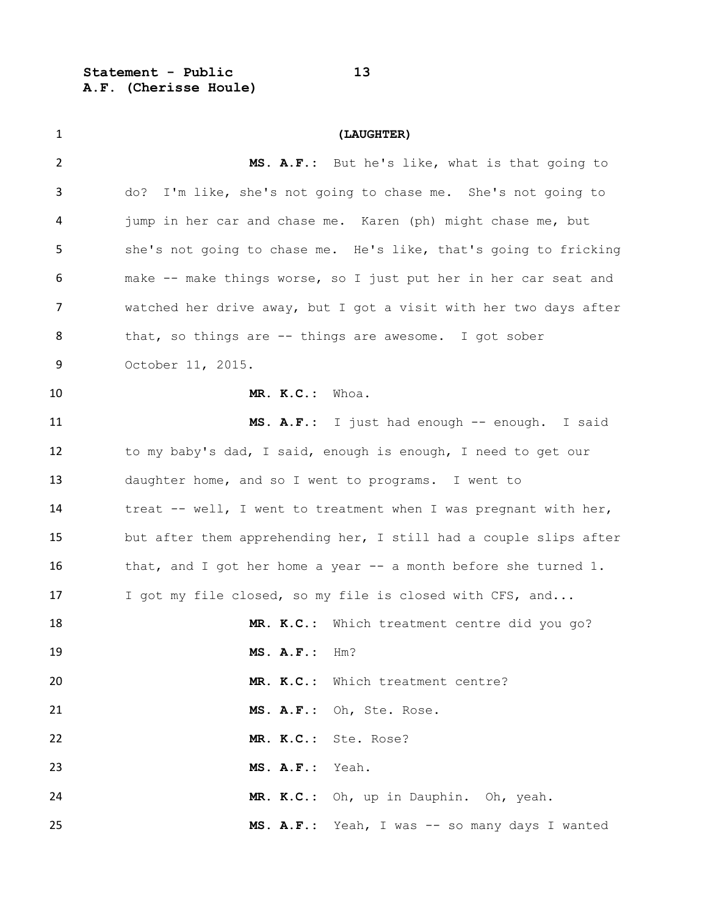(LAUGHTER)

**MS. A.F.:** But he's like, what is that going to do? I'm like, she's not going to chase me. She's not going to jump in her car and chase me. Karen (ph) might chase me, but she's not going to chase me. He's like, that's going to fricking make -- make things worse, so I just put her in her car seat and watched her drive away, but I got a visit with her two days after that, so things are -- things are awesome. I got sober October 11, 2015.

**MR. K.C.:** Whoa.

**MS. A.F.:** I just had enough -- enough. I said to my baby's dad, I said, enough is enough, I need to get our daughter home, and so I went to programs. I went to treat -- well, I went to treatment when I was pregnant with her, but after them apprehending her, I still had a couple slips after that, and I got her home a year -- a month before she turned 1. I got my file closed, so my file is closed with CFS, and...

**MR. K.C.:** Which treatment centre did you go?

**MS. A.F.:** Hm?

**MR. K.C.:** Which treatment centre?

**MS. A.F.:** Oh, Ste. Rose.

**MR. K.C.:** Ste. Rose?

**MS. A.F.:** Yeah.

**MR. K.C.:** Oh, up in Dauphin. Oh, yeah.

**MS. A.F.:** Yeah, I was -- so many days I wanted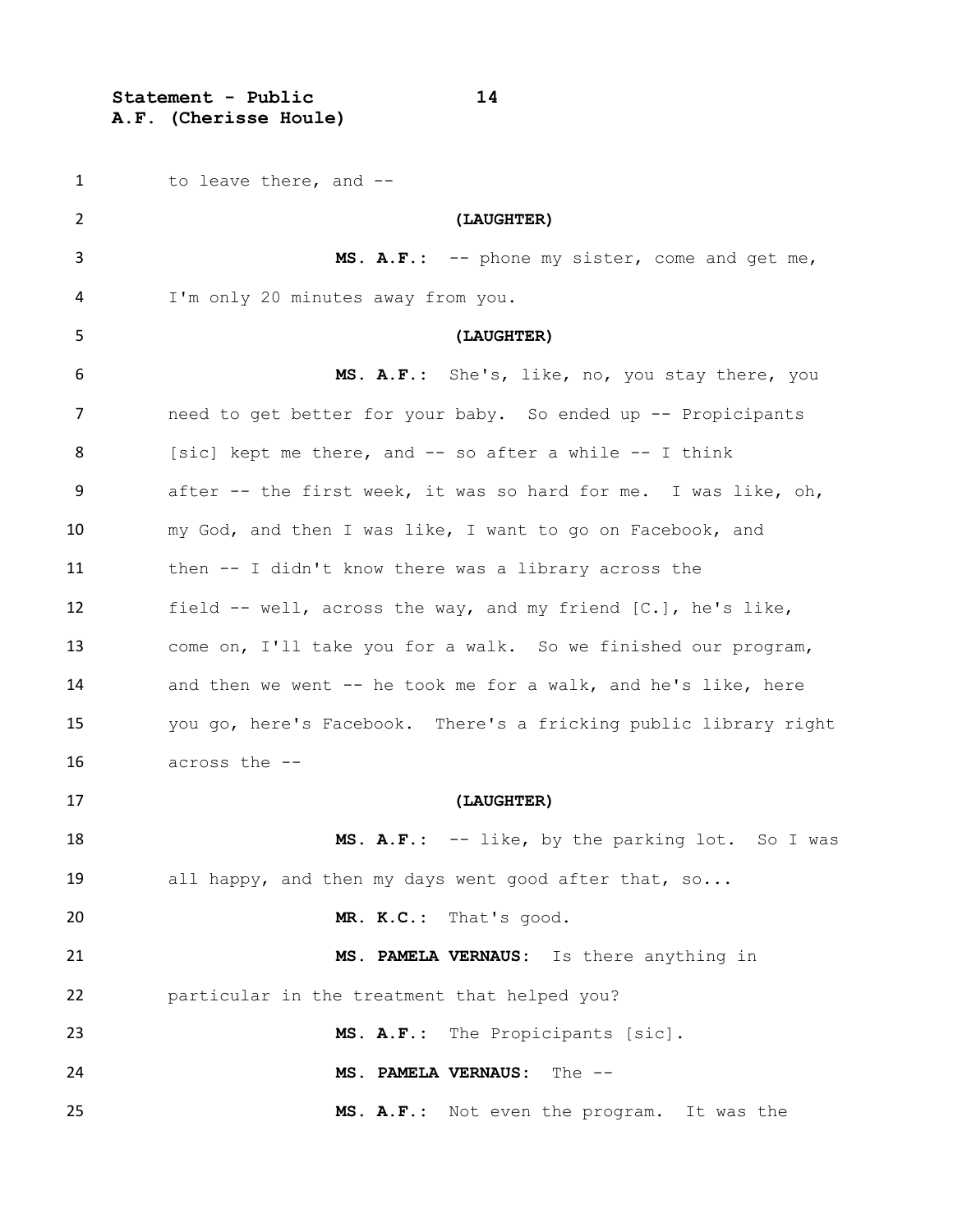to leave there, and --

**(LAUGHTER)**

**MS. A.F.:** -- phone my sister, come and get me, I'm only 20 minutes away from you.

**(LAUGHTER)**

**MS. A.F.:** She's, like, no, you stay there, you need to get better for your baby. So ended up -- Propicipants [sic] kept me there, and -- so after a while -- I think after -- the first week, it was so hard for me. I was like, oh, my God, and then I was like, I want to go on Facebook, and then -- I didn't know there was a library across the field -- well, across the way, and my friend [C.], he's like, come on, I'll take you for a walk. So we finished our program, and then we went -- he took me for a walk, and he's like, here you go, here's Facebook. There's a fricking public library right across the --

**(LAUGHTER)**

**MS. A.F.:** -- like, by the parking lot. So I was all happy, and then my days went good after that, so...

**MR. K.C.:** That's good.

**MS. PAMELA VERNAUS:** Is there anything in particular in the treatment that helped you?

**MS. A.F.:** The Propicipants [sic].

**MS. PAMELA VERNAUS:** The --

**MS. A.F.:** Not even the program. It was the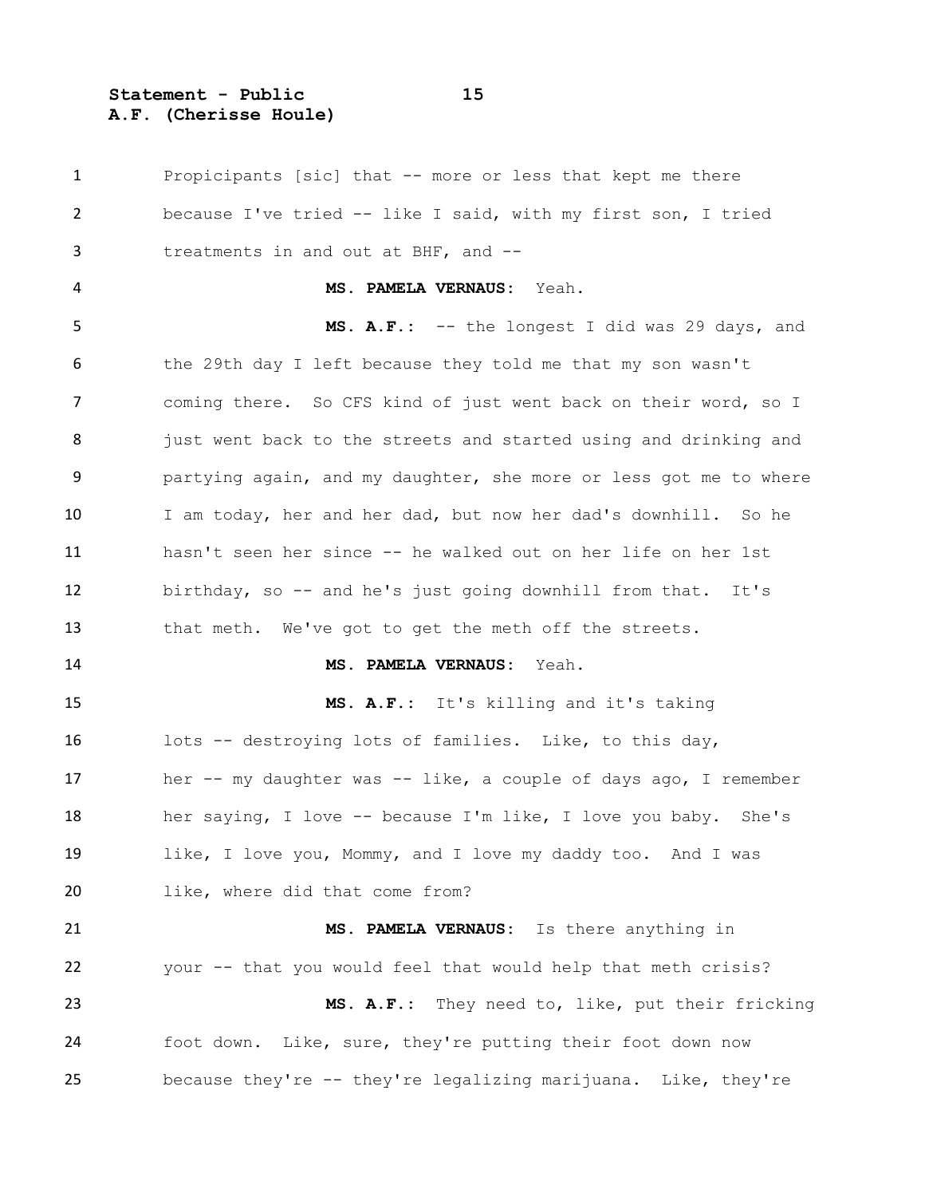Propicipants [sic] that -- more or less that kept me there because I've tried -- like I said, with my first son, I tried treatments in and out at BHF, and --

**MS. PAMELA VERNAUS:** Yeah.

**MS. A.F.:** -- the longest I did was 29 days, and the 29th day I left because they told me that my son wasn't coming there. So CFS kind of just went back on their word, so I just went back to the streets and started using and drinking and partying again, and my daughter, she more or less got me to where I am today, her and her dad, but now her dad's downhill. So he hasn't seen her since -- he walked out on her life on her 1st birthday, so -- and he's just going downhill from that. It's that meth. We've got to get the meth off the streets.

**MS. PAMELA VERNAUS:** Yeah.

**MS. A.F.:** It's killing and it's taking lots -- destroying lots of families. Like, to this day, her -- my daughter was -- like, a couple of days ago, I remember her saying, I love -- because I'm like, I love you baby. She's like, I love you, Mommy, and I love my daddy too. And I was like, where did that come from?

**MS. PAMELA VERNAUS:** Is there anything in your -- that you would feel that would help that meth crisis?

**MS. A.F.:** They need to, like, put their fricking foot down. Like, sure, they're putting their foot down now because they're -- they're legalizing marijuana. Like, they're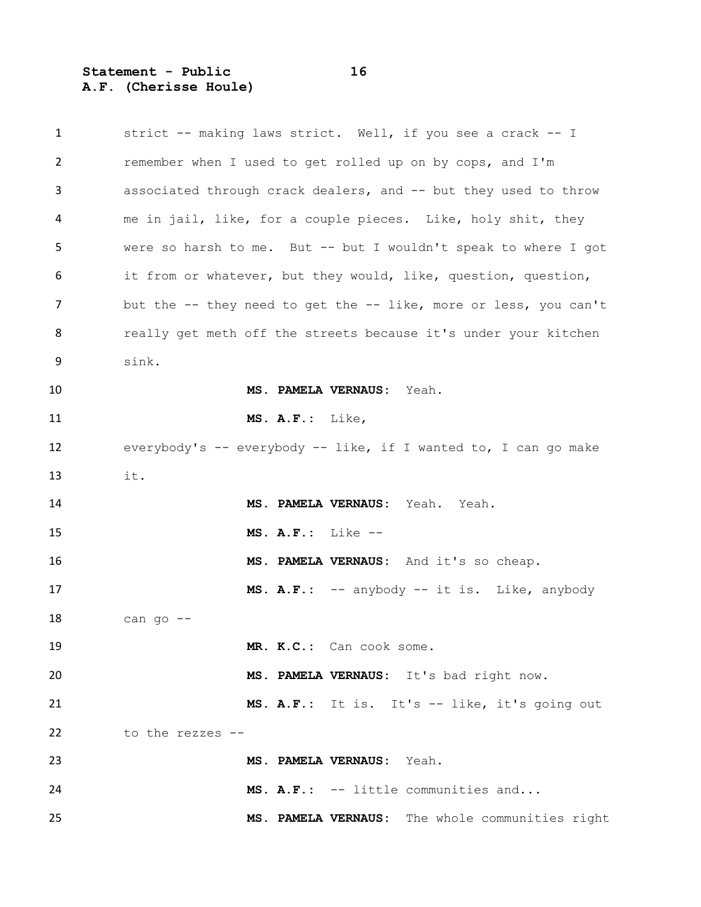strict -- making laws strict. Well, if you see a crack -- I remember when I used to get rolled up on by cops, and I'm associated through crack dealers, and -- but they used to throw me in jail, like, for a couple pieces. Like, holy shit, they were so harsh to me. But -- but I wouldn't speak to where I got it from or whatever, but they would, like, question, question, but the -- they need to get the -- like, more or less, you can't really get meth off the streets because it's under your kitchen sink.

**MS. PAMELA VERNAUS:** Yeah.

**MS. A.F.:** Like, everybody's -- everybody -- like, if I wanted to, I can go make it.

**MS. PAMELA VERNAUS:** Yeah. Yeah.

**MS. A.F.:** Like --

**MS. PAMELA VERNAUS:** And it's so cheap.

**MS. A.F.:** -- anybody -- it is. Like, anybody can go --

**MR. K.C.:** Can cook some.

**MS. PAMELA VERNAUS:** It's bad right now.

**MS. A.F.:** It is. It's -- like, it's going out to the rezzes --

**MS. PAMELA VERNAUS:** Yeah.

**MS. A.F.:** -- little communities and...

**MS. PAMELA VERNAUS:** The whole communities right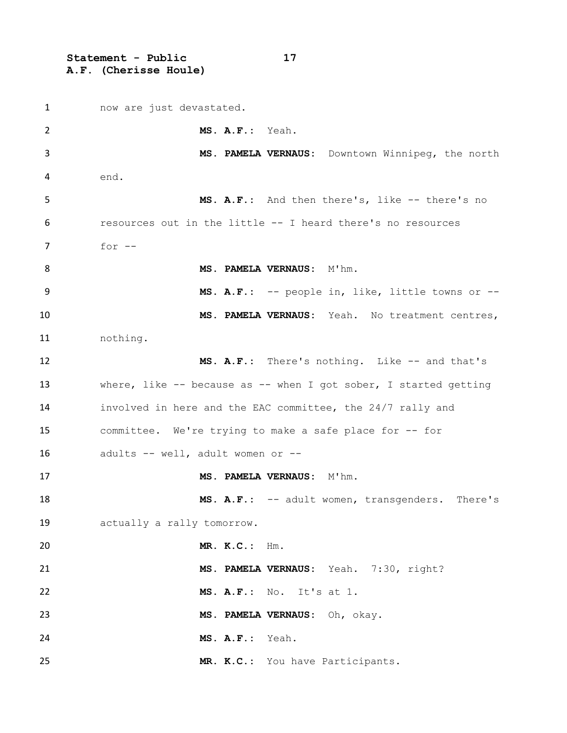now are just devastated.

**MS. A.F.:** Yeah.

**MS. PAMELA VERNAUS:** Downtown Winnipeg, the north end.

**MS. A.F.:** And then there's, like -- there's no resources out in the little -- I heard there's no resources for --

**MS. PAMELA VERNAUS:** M'hm.

**MS. A.F.:** -- people in, like, little towns or --

**MS. PAMELA VERNAUS:** Yeah. No treatment centres, nothing.

**MS. A.F.:** There's nothing. Like -- and that's where, like -- because as -- when I got sober, I started getting involved in here and the EAC committee, the 24/7 rally and committee. We're trying to make a safe place for -- for adults -- well, adult women or --

**MS. PAMELA VERNAUS:** M'hm.

**MS. A.F.:** -- adult women, transgenders. There's actually a rally tomorrow.

**MR. K.C.:** Hm.

**MS. PAMELA VERNAUS:** Yeah. 7:30, right?

**MS. A.F.:** No. It's at 1.

**MS. PAMELA VERNAUS:** Oh, okay.

**MS. A.F.:** Yeah.

**MR. K.C.:** You have Participants.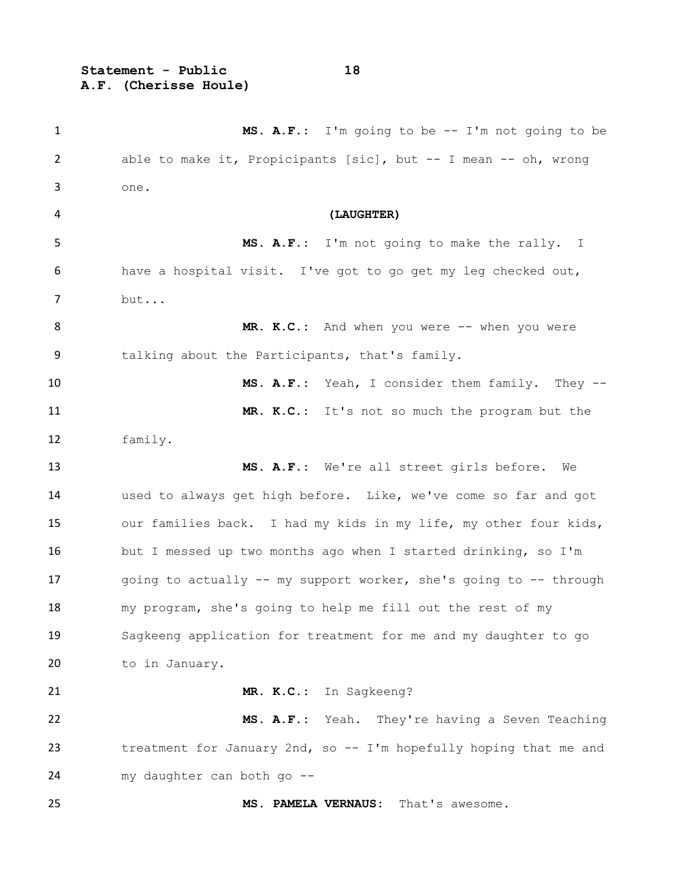**MS. A.F.:** I'm going to be -- I'm not going to be able to make it, Propicipants [sic], but -- I mean -- oh, wrong one.

**(LAUGHTER)**

**MS. A.F.:** I'm not going to make the rally. I have a hospital visit. I've got to go get my leg checked out, but...

**MR. K.C.:** And when you were -- when you were talking about the Participants, that's family.

**MS. A.F.:** Yeah, I consider them family. They --

**MR. K.C.:** It's not so much the program but the family.

**MS. A.F.:** We're all street girls before. We used to always get high before. Like, we've come so far and got our families back. I had my kids in my life, my other four kids, but I messed up two months ago when I started drinking, so I'm going to actually -- my support worker, she's going to -- through my program, she's going to help me fill out the rest of my Sagkeeng application for treatment for me and my daughter to go to in January.

**MR. K.C.:** In Sagkeeng?

**MS. A.F.:** Yeah. They're having a Seven Teaching treatment for January 2nd, so -- I'm hopefully hoping that me and my daughter can both go --

**MS. PAMELA VERNAUS:** That's awesome.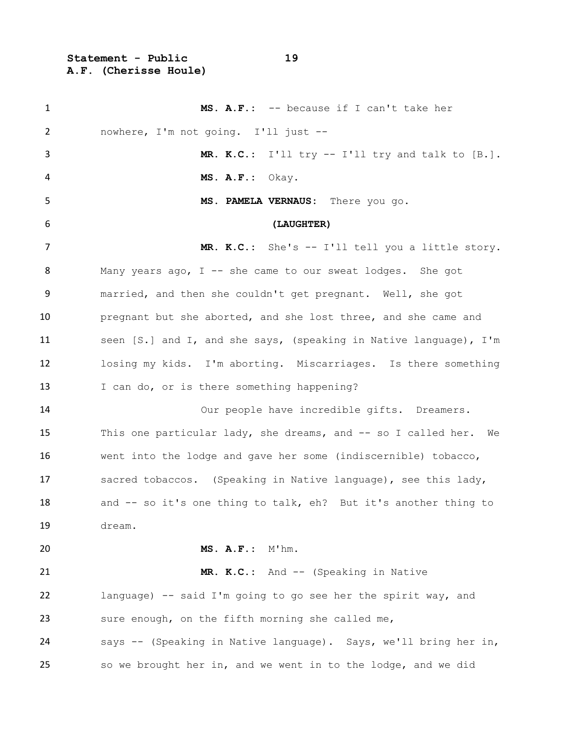**MS. A.F.:** -- because if I can't take her nowhere, I'm not going. I'll just --

**MR. K.C.:** I'll try -- I'll try and talk to [B.].

**MS. A.F.:** Okay.

**MS. PAMELA VERNAUS:** There you go.

**(LAUGHTER)**

**MR. K.C.:** She's -- I'll tell you a little story. Many years ago, I -- she came to our sweat lodges. She got married, and then she couldn't get pregnant. Well, she got pregnant but she aborted, and she lost three, and she came and seen [S.] and I, and she says, (speaking in Native language), I'm losing my kids. I'm aborting. Miscarriages. Is there something I can do, or is there something happening?

Our people have incredible gifts. Dreamers. This one particular lady, she dreams, and -- so I called her. We went into the lodge and gave her some (indiscernible) tobacco, sacred tobaccos. (Speaking in Native language), see this lady, and -- so it's one thing to talk, eh? But it's another thing to dream.

**MS. A.F.:** M'hm.

**MR. K.C.:** And -- (Speaking in Native language) -- said I'm going to go see her the spirit way, and sure enough, on the fifth morning she called me, says -- (Speaking in Native language). Says, we'll bring her in, so we brought her in, and we went in to the lodge, and we did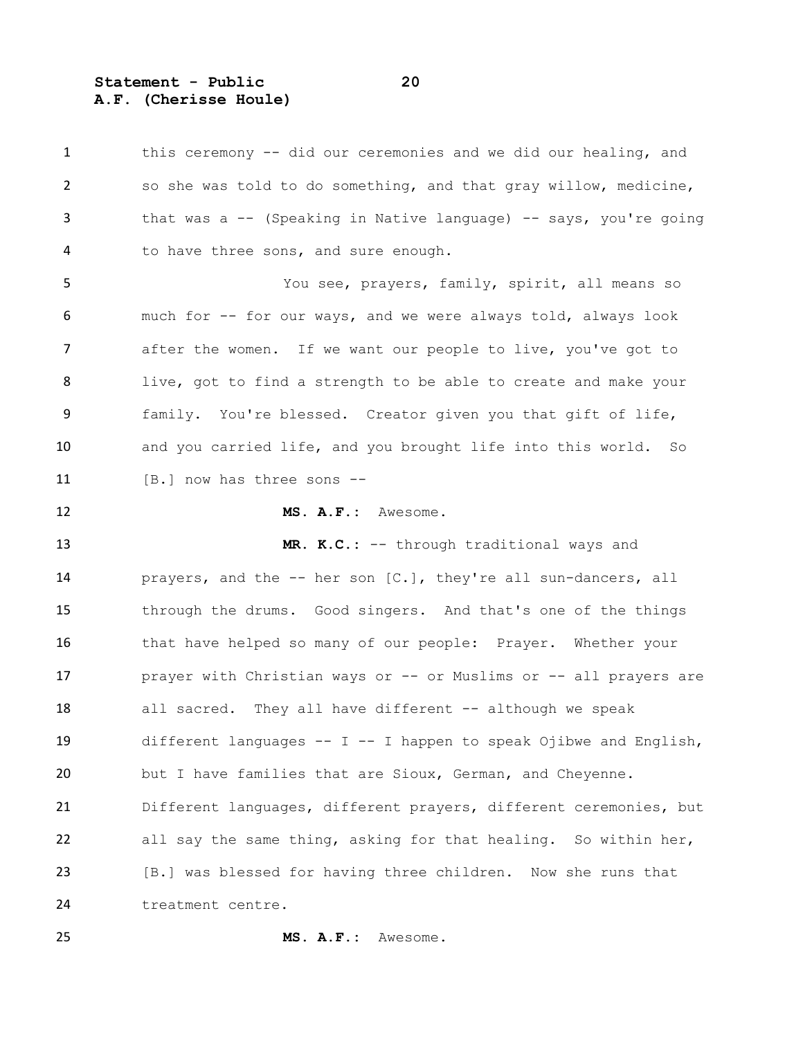this ceremony -- did our ceremonies and we did our healing, and so she was told to do something, and that gray willow, medicine, that was a -- (Speaking in Native language) -- says, you're going to have three sons, and sure enough.

You see, prayers, family, spirit, all means so much for -- for our ways, and we were always told, always look after the women. If we want our people to live, you've got to live, got to find a strength to be able to create and make your family. You're blessed. Creator given you that gift of life, and you carried life, and you brought life into this world. So [B.] now has three sons --

**MS. A.F.:** Awesome.

**MR. K.C.:** -- through traditional ways and prayers, and the -- her son [C.], they're all sun-dancers, all through the drums. Good singers. And that's one of the things that have helped so many of our people: Prayer. Whether your prayer with Christian ways or -- or Muslims or -- all prayers are all sacred. They all have different -- although we speak different languages -- I -- I happen to speak Ojibwe and English, but I have families that are Sioux, German, and Cheyenne. Different languages, different prayers, different ceremonies, but all say the same thing, asking for that healing. So within her, [B.] was blessed for having three children. Now she runs that treatment centre.

**MS. A.F.:** Awesome.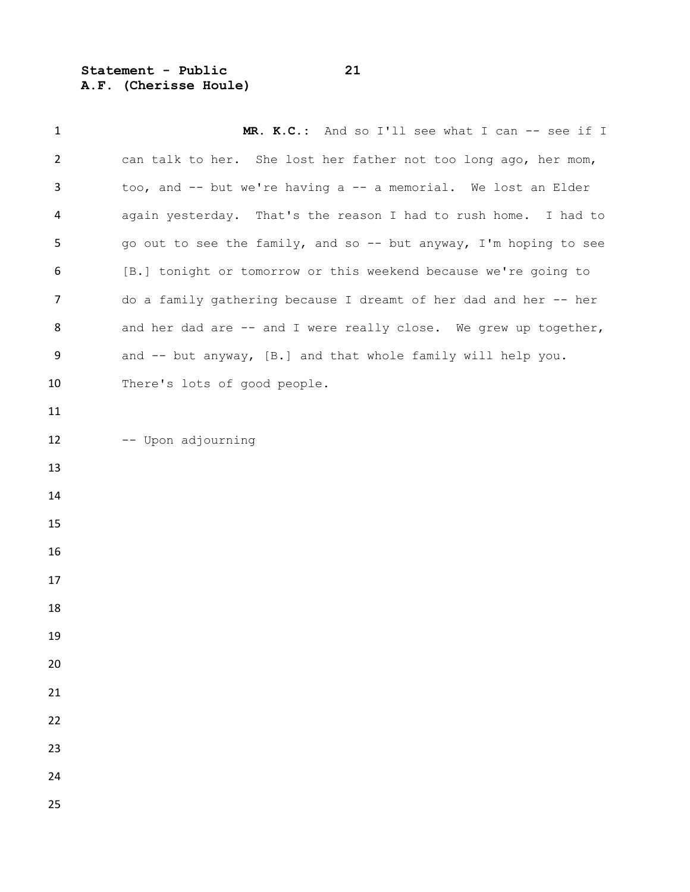**MR. K.C.:** And so I'll see what I can -- see if I can talk to her. She lost her father not too long ago, her mom, too, and -- but we're having a -- a memorial. We lost an Elder again yesterday. That's the reason I had to rush home. I had to go out to see the family, and so -- but anyway, I'm hoping to see [B.] tonight or tomorrow or this weekend because we're going to do a family gathering because I dreamt of her dad and her -- her and her dad are -- and I were really close. We grew up together, and -- but anyway, [B.] and that whole family will help you. There's lots of good people.

-- Upon adjourning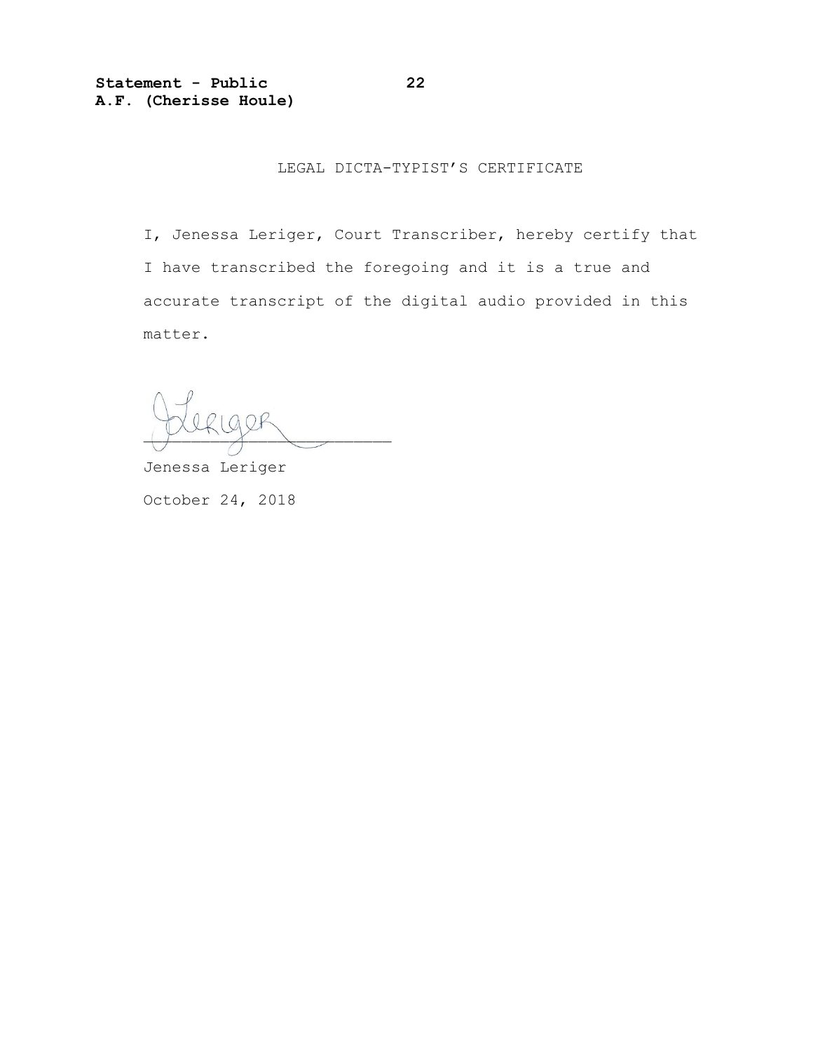LEGAL DICTA-TYPIST'S CERTIFICATE

I, Jenessa Leriger, Court Transcriber, hereby certify that I have transcribed the foregoing and it is a true and accurate transcript of the digital audio provided in this matter.

\_\_\_\_\_\_\_\_\_\_\_\_\_\_\_\_\_\_\_\_\_\_\_\_\_\_

Jenessa Leriger

October 24, 2018